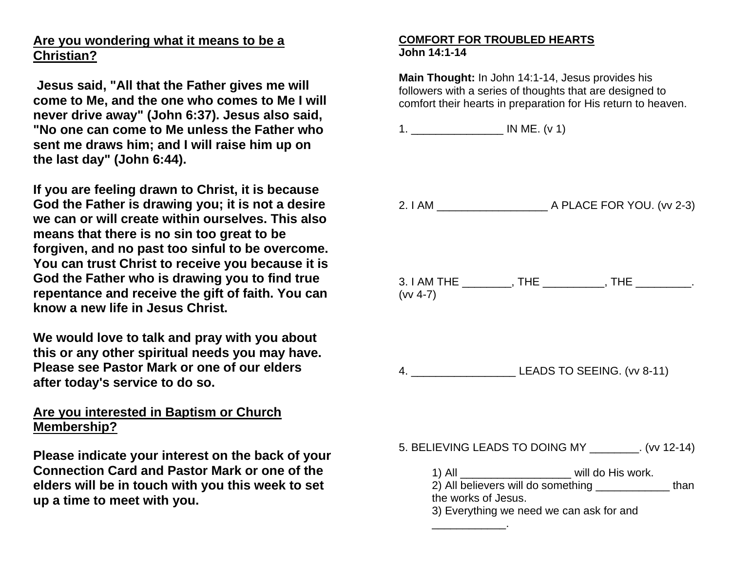## Are you wondering what it means to be a Christian?

**Jesus said, "All that the Father gives me will come to Me, and the one who comes to Me I will never drive away" (John 6:37). Jesus also said, "No one can come to Me unless the Father who sent me draws him; and I will raise him up on the last day" (John 6:44).**

**If you are feeling drawn to Christ, it is because God the Father is drawing you; it is not a desire we can or will create within ourselves. This also means that there is no sin too great to be forgiven, and no past too sinful to be overcome. You can trust Christ to receive you because it is God the Father who is drawing you to find true repentance and receive the gift of faith. You can know a new life in Jesus Christ.**

**We would love to talk and pray with you about this or any other spiritual needs you may have. Please see Pastor Mark or one of our elders after today's service to do so.**

## Are you interested in Baptism or Church Membership?

**Please indicate your interest on the back of your Connection Card and Pastor Mark or one of the elders will be in touch with you this week to set up a time to meet with you.**

## COMFORT FOR TROUBLED HEARTS

**John 14:1-14**

**Main Thought:** In John 14:1-14, Jesus provides his followers with a series of thoughts that are designed to comfort their hearts in preparation for His return to heaven.

1. _______________ IN ME. (v 1)

2. I AM __________________ A PLACE FOR YOU. (vv 2-3)

3. I AM THE ________, THE __________, THE _________. (vv 4-7)

4. _________________ LEADS TO SEEING. (vv 8-11)

5. BELIEVING LEADS TO DOING MY ________. (vv 12-14)

   1) All __________________ will do His work.
   2) All believers will do something ____________ than the works of Jesus.
   3) Everything we need we can ask for and ____________.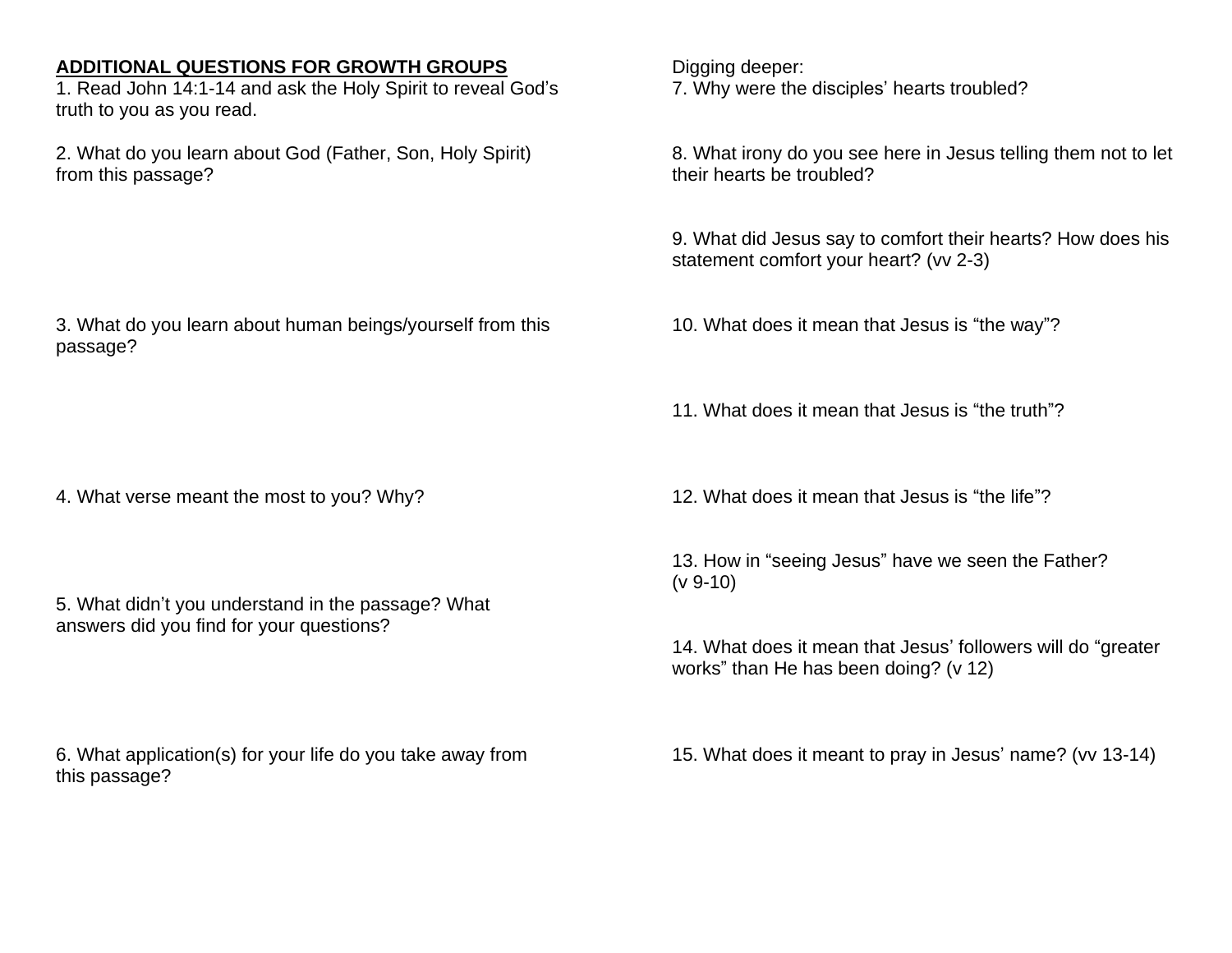**ADDITIONAL QUESTIONS FOR GROWTH GROUPS**

1. Read John 14:1-14 and ask the Holy Spirit to reveal God's truth to you as you read.

2. What do you learn about God (Father, Son, Holy Spirit) from this passage?

3. What do you learn about human beings/yourself from this passage?

4. What verse meant the most to you? Why?

5. What didn't you understand in the passage? What answers did you find for your questions?

6. What application(s) for your life do you take away from this passage?

Digging deeper:

7. Why were the disciples' hearts troubled?

8. What irony do you see here in Jesus telling them not to let their hearts be troubled?

9. What did Jesus say to comfort their hearts? How does his statement comfort your heart? (vv 2-3)

10. What does it mean that Jesus is "the way"?

11. What does it mean that Jesus is "the truth"?

12. What does it mean that Jesus is "the life"?

13. How in "seeing Jesus" have we seen the Father? (v 9-10)

14. What does it mean that Jesus' followers will do "greater works" than He has been doing? (v 12)

15. What does it meant to pray in Jesus' name? (vv 13-14)